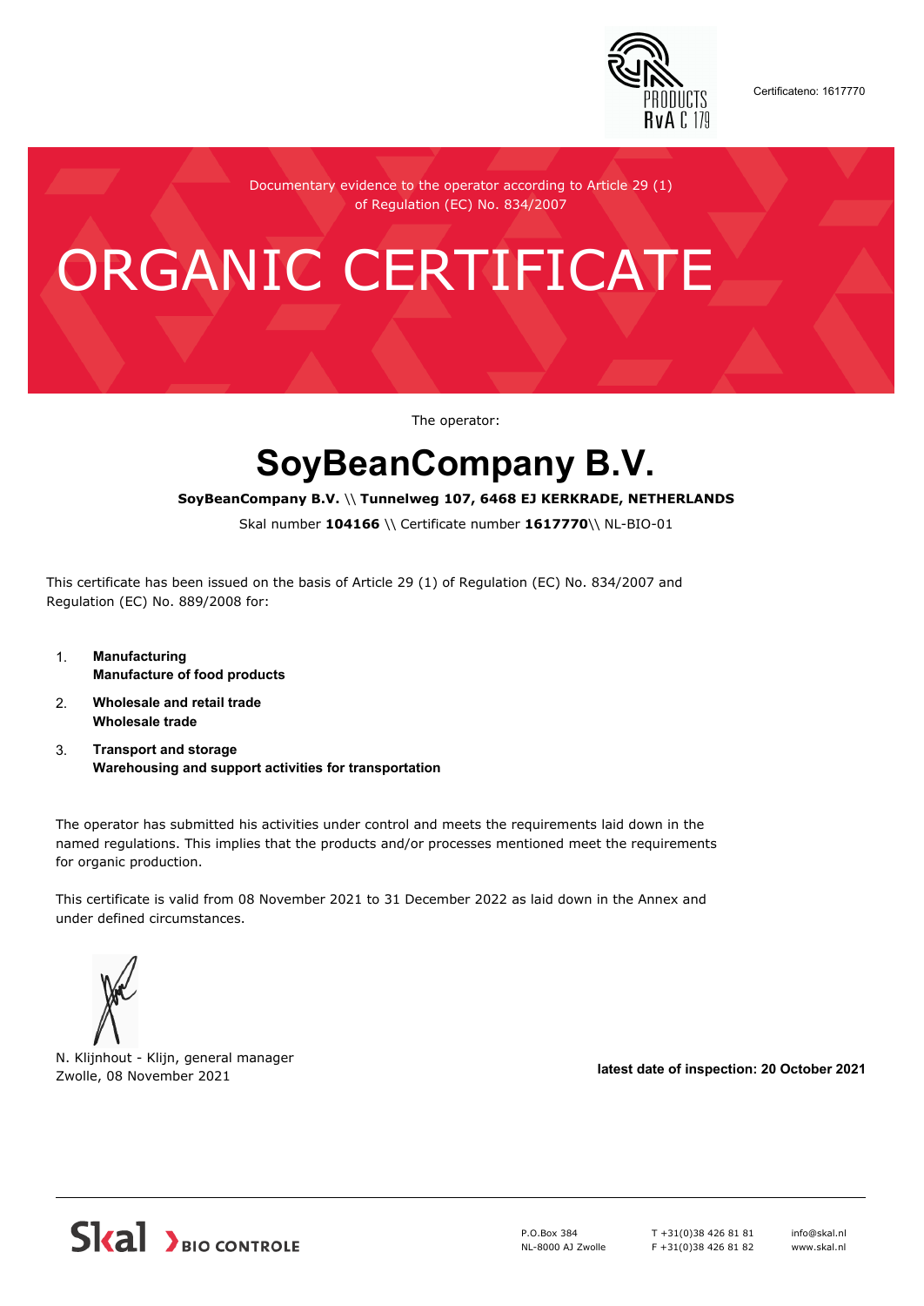Certificateno: 1617770

Documentary evidence to the operator according to Article 29 (1) of Regulation (EC) No. 834/2007

# ORGANIC CERTIFICATE

The operator:

## SoyBeanCompany B.V.

**SoyBeanCompany B.V.** \\ **Tunnelweg 107, 6468 EJ KERKRADE, NETHERLANDS**

Skal number **104166** \\ Certificate number **1617770**\\ NL-BIO-01

This certificate has been issued on the basis of Article 29 (1) of Regulation (EC) No. 834/2007 and Regulation (EC) No. 889/2008 for:

1. **Manufacturing**
   **Manufacture of food products**
2. **Wholesale and retail trade**
   **Wholesale trade**
3. **Transport and storage**
   **Warehousing and support activities for transportation**

The operator has submitted his activities under control and meets the requirements laid down in the named regulations. This implies that the products and/or processes mentioned meet the requirements for organic production.

This certificate is valid from 08 November 2021 to 31 December 2022 as laid down in the Annex and under defined circumstances.

N. Klijnhout - Klijn, general manager
Zwolle, 08 November 2021

**latest date of inspection: 20 October 2021**

Skal BIO CONTROLE

P.O.Box 384
NL-8000 AJ Zwolle

T +31(0)38 426 81 81
F +31(0)38 426 81 82

info@skal.nl
www.skal.nl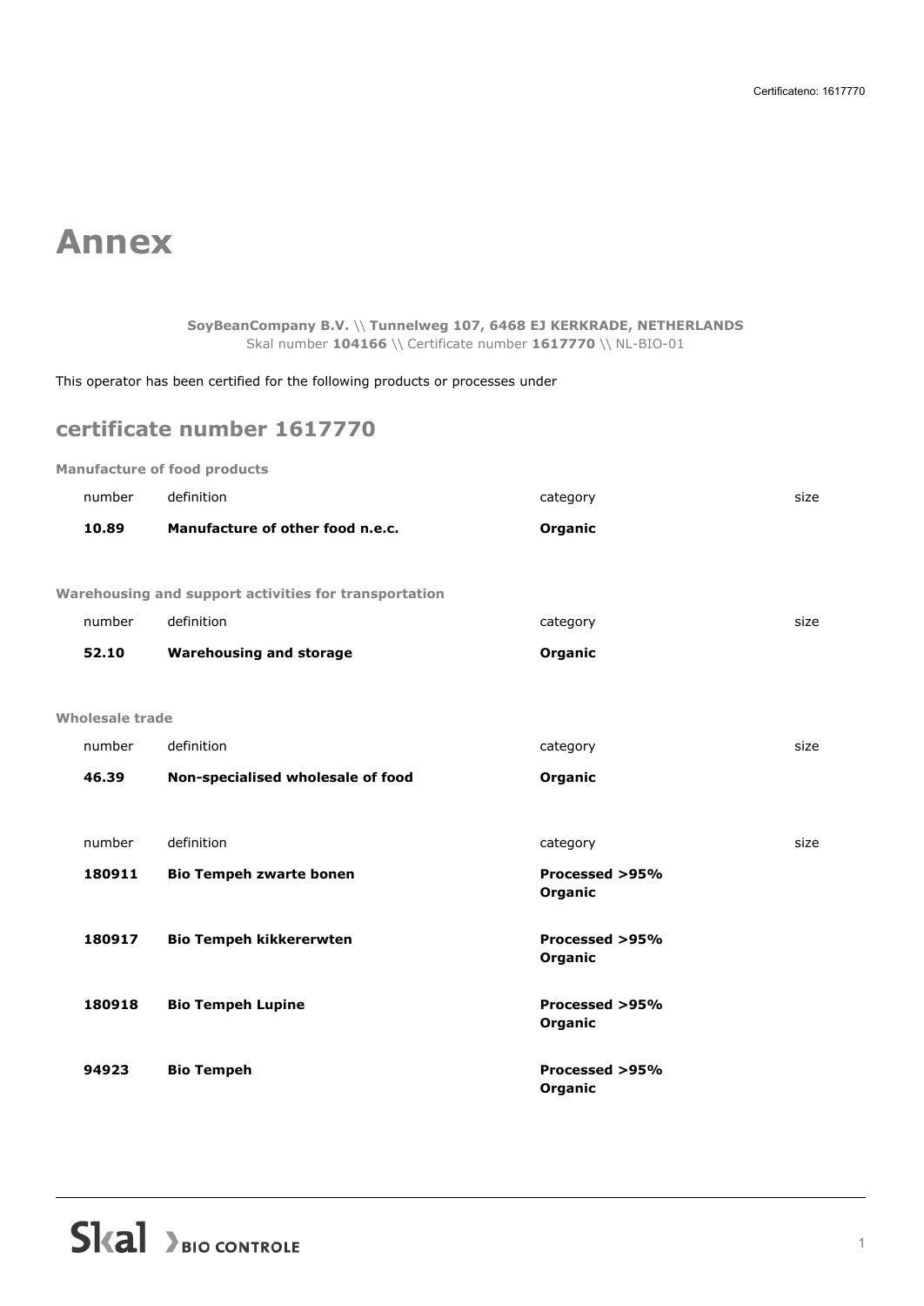# Annex

**SoyBeanCompany B.V.** \\ **Tunnelweg 107, 6468 EJ KERKRADE, NETHERLANDS**
Skal number **104166** \\ Certificate number **1617770** \\ NL-BIO-01

This operator has been certified for the following products or processes under

## certificate number 1617770

### Manufacture of food products

| number | definition | category | size |
|---|---|---|---|
| **10.89** | **Manufacture of other food n.e.c.** | **Organic** | |

### Warehousing and support activities for transportation

| number | definition | category | size |
|---|---|---|---|
| **52.10** | **Warehousing and storage** | **Organic** | |

### Wholesale trade

| number | definition | category | size |
|---|---|---|---|
| **46.39** | **Non-specialised wholesale of food** | **Organic** | |

| number | definition | category | size |
|---|---|---|---|
| **180911** | **Bio Tempeh zwarte bonen** | **Processed >95% Organic** | |
| **180917** | **Bio Tempeh kikkererwten** | **Processed >95% Organic** | |
| **180918** | **Bio Tempeh Lupine** | **Processed >95% Organic** | |
| **94923** | **Bio Tempeh** | **Processed >95% Organic** | |